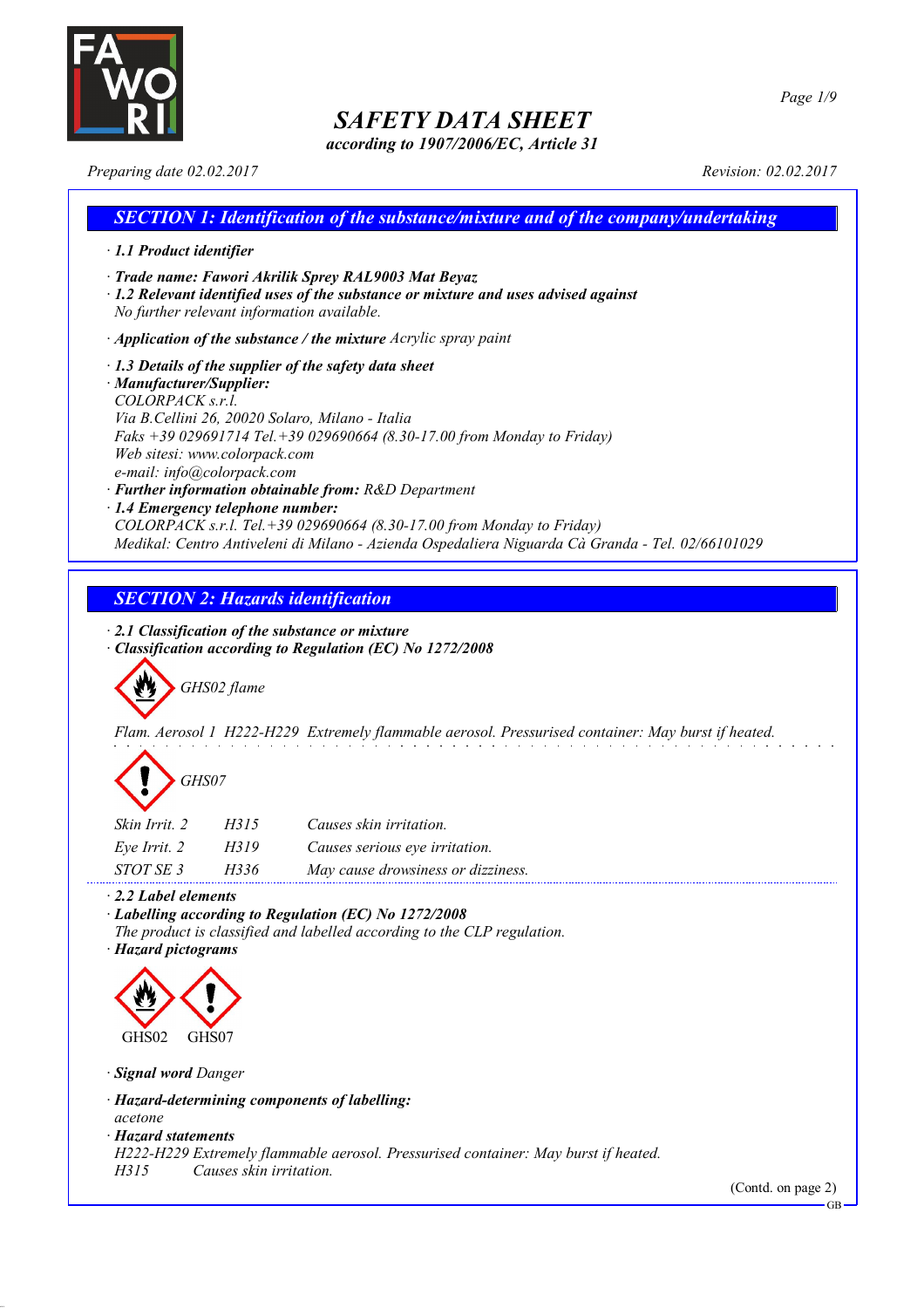# SAFETY DATA SHEET

*according to 1907/2006/EC, Article 31*

*Preparing date 02.02.2017* *Revision: 02.02.2017*

## SECTION 1: Identification of the substance/mixture and of the company/undertaking

· **1.1 Product identifier**

· **Trade name: Fawori Akrilik Sprey RAL9003 Mat Beyaz**

· **1.2 Relevant identified uses of the substance or mixture and uses advised against**
No further relevant information available.

· **Application of the substance / the mixture** Acrylic spray paint

· **1.3 Details of the supplier of the safety data sheet**

· **Manufacturer/Supplier:**
COLORPACK s.r.l.
Via B.Cellini 26, 20020 Solaro, Milano - Italia
Faks +39 029691714 Tel.+39 029690664 (8.30-17.00 from Monday to Friday)
Web sitesi: www.colorpack.com
e-mail: info@colorpack.com

· **Further information obtainable from:** R&D Department

· **1.4 Emergency telephone number:**
COLORPACK s.r.l. Tel.+39 029690664 (8.30-17.00 from Monday to Friday)
Medikal: Centro Antiveleni di Milano - Azienda Ospedaliera Niguarda Cà Granda - Tel. 02/66101029

## SECTION 2: Hazards identification

· **2.1 Classification of the substance or mixture**

· **Classification according to Regulation (EC) No 1272/2008**

GHS02 flame

Flam. Aerosol 1 H222-H229 Extremely flammable aerosol. Pressurised container: May burst if heated.

GHS07

| | | |
|---|---|---|
| Skin Irrit. 2 | H315 | Causes skin irritation. |
| Eye Irrit. 2 | H319 | Causes serious eye irritation. |
| STOT SE 3 | H336 | May cause drowsiness or dizziness. |

· **2.2 Label elements**

· **Labelling according to Regulation (EC) No 1272/2008**
The product is classified and labelled according to the CLP regulation.

· **Hazard pictograms**

GHS02 GHS07

· **Signal word** Danger

· **Hazard-determining components of labelling:**
acetone

· **Hazard statements**
H222-H229 Extremely flammable aerosol. Pressurised container: May burst if heated.
H315 Causes skin irritation.

(Contd. on page 2)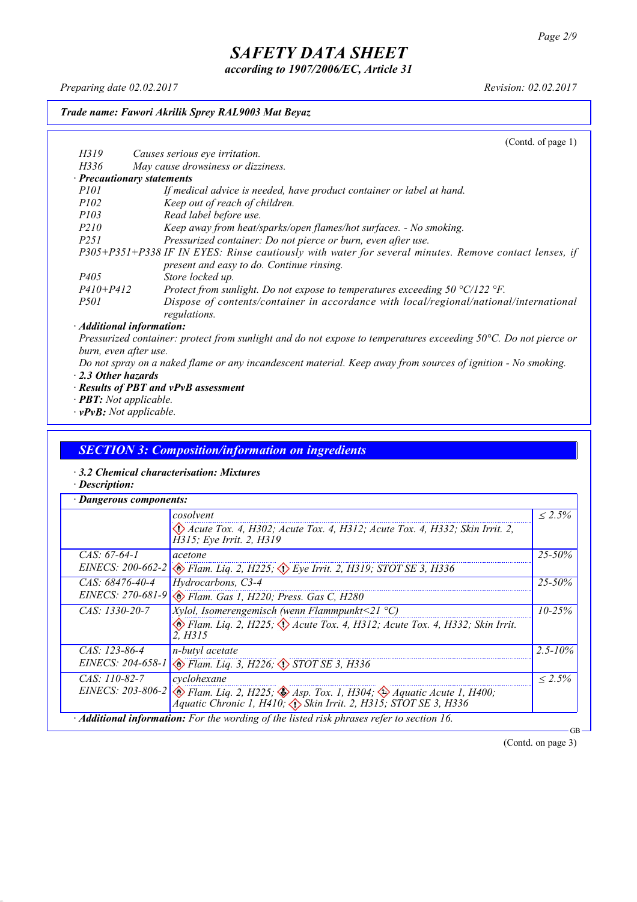# SAFETY DATA SHEET

*according to 1907/2006/EC, Article 31*

*Preparing date 02.02.2017* *Revision: 02.02.2017*

***Trade name: Fawori Akrilik Sprey RAL9003 Mat Beyaz***

(Contd. of page 1)

| | |
|---|---|
| *H319* | *Causes serious eye irritation.* |
| *H336* | *May cause drowsiness or dizziness.* |

· ***Precautionary statements***

| | |
|---|---|
| *P101* | *If medical advice is needed, have product container or label at hand.* |
| *P102* | *Keep out of reach of children.* |
| *P103* | *Read label before use.* |
| *P210* | *Keep away from heat/sparks/open flames/hot surfaces. - No smoking.* |
| *P251* | *Pressurized container: Do not pierce or burn, even after use.* |
| *P305+P351+P338* | *IF IN EYES: Rinse cautiously with water for several minutes. Remove contact lenses, if present and easy to do. Continue rinsing.* |
| *P405* | *Store locked up.* |
| *P410+P412* | *Protect from sunlight. Do not expose to temperatures exceeding 50 °C/122 °F.* |
| *P501* | *Dispose of contents/container in accordance with local/regional/national/international regulations.* |

· ***Additional information:***

*Pressurized container: protect from sunlight and do not expose to temperatures exceeding 50°C. Do not pierce or burn, even after use.*

*Do not spray on a naked flame or any incandescent material. Keep away from sources of ignition - No smoking.*

· ***2.3 Other hazards***

· ***Results of PBT and vPvB assessment***

· ***PBT:*** *Not applicable.*

· ***vPvB:*** *Not applicable.*

## *SECTION 3: Composition/information on ingredients*

· ***3.2 Chemical characterisation: Mixtures***

· ***Description:***

· ***Dangerous components:***

| | | |
|---|---|---|
| | *cosolvent*<br>*Acute Tox. 4, H302; Acute Tox. 4, H312; Acute Tox. 4, H332; Skin Irrit. 2, H315; Eye Irrit. 2, H319* | *≤ 2.5%* |
| *CAS: 67-64-1*<br>*EINECS: 200-662-2* | *acetone*<br>*Flam. Liq. 2, H225; Eye Irrit. 2, H319; STOT SE 3, H336* | *25-50%* |
| *CAS: 68476-40-4*<br>*EINECS: 270-681-9* | *Hydrocarbons, C3-4*<br>*Flam. Gas 1, H220; Press. Gas C, H280* | *25-50%* |
| *CAS: 1330-20-7* | *Xylol, Isomerengemisch (wenn Flammpunkt<21 °C)*<br>*Flam. Liq. 2, H225; Acute Tox. 4, H312; Acute Tox. 4, H332; Skin Irrit. 2, H315* | *10-25%* |
| *CAS: 123-86-4*<br>*EINECS: 204-658-1* | *n-butyl acetate*<br>*Flam. Liq. 3, H226; STOT SE 3, H336* | *2.5-10%* |
| *CAS: 110-82-7*<br>*EINECS: 203-806-2* | *cyclohexane*<br>*Flam. Liq. 2, H225; Asp. Tox. 1, H304; Aquatic Acute 1, H400; Aquatic Chronic 1, H410; Skin Irrit. 2, H315; STOT SE 3, H336* | *≤ 2.5%* |

· ***Additional information:*** *For the wording of the listed risk phrases refer to section 16.*

(Contd. on page 3)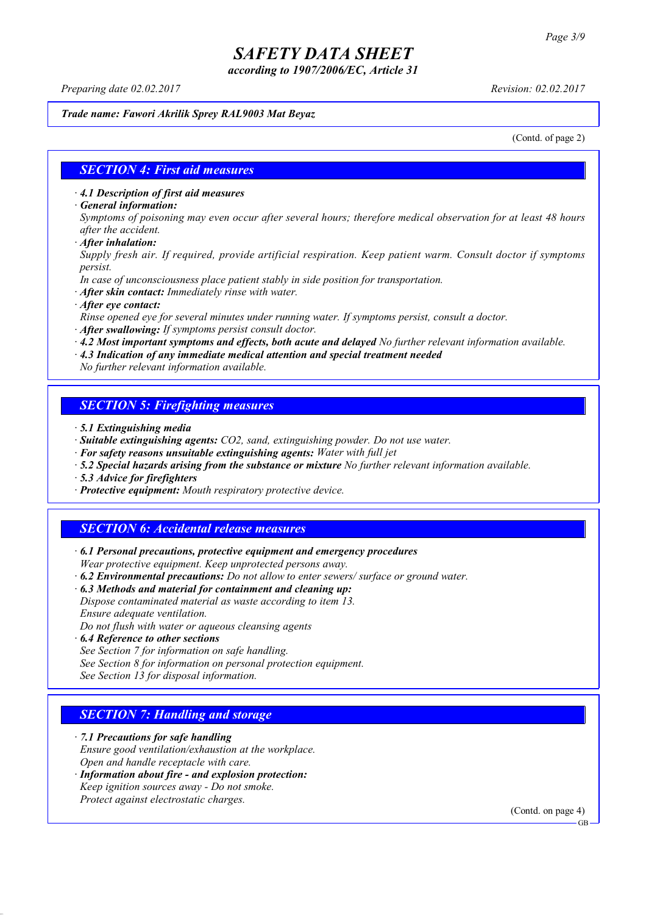*Trade name: Fawori Akrilik Sprey RAL9003 Mat Beyaz*

(Contd. of page 2)

## SECTION 4: First aid measures

· **4.1 Description of first aid measures**

· **General information:**

Symptoms of poisoning may even occur after several hours; therefore medical observation for at least 48 hours after the accident.

· **After inhalation:**

Supply fresh air. If required, provide artificial respiration. Keep patient warm. Consult doctor if symptoms persist.

In case of unconsciousness place patient stably in side position for transportation.

· **After skin contact:** Immediately rinse with water.

· **After eye contact:**

Rinse opened eye for several minutes under running water. If symptoms persist, consult a doctor.

· **After swallowing:** If symptoms persist consult doctor.

· **4.2 Most important symptoms and effects, both acute and delayed** No further relevant information available.

· **4.3 Indication of any immediate medical attention and special treatment needed**

No further relevant information available.

## SECTION 5: Firefighting measures

· **5.1 Extinguishing media**

· **Suitable extinguishing agents:** $CO_2$, sand, extinguishing powder. Do not use water.

· **For safety reasons unsuitable extinguishing agents:** Water with full jet

· **5.2 Special hazards arising from the substance or mixture** No further relevant information available.

· **5.3 Advice for firefighters**

· **Protective equipment:** Mouth respiratory protective device.

## SECTION 6: Accidental release measures

· **6.1 Personal precautions, protective equipment and emergency procedures**

Wear protective equipment. Keep unprotected persons away.

· **6.2 Environmental precautions:** Do not allow to enter sewers/ surface or ground water.

· **6.3 Methods and material for containment and cleaning up:**

Dispose contaminated material as waste according to item 13.

Ensure adequate ventilation.

Do not flush with water or aqueous cleansing agents

· **6.4 Reference to other sections**

See Section 7 for information on safe handling.

See Section 8 for information on personal protection equipment.

See Section 13 for disposal information.

## SECTION 7: Handling and storage

· **7.1 Precautions for safe handling**

Ensure good ventilation/exhaustion at the workplace.

Open and handle receptacle with care.

· **Information about fire - and explosion protection:**

Keep ignition sources away - Do not smoke.

Protect against electrostatic charges.

(Contd. on page 4)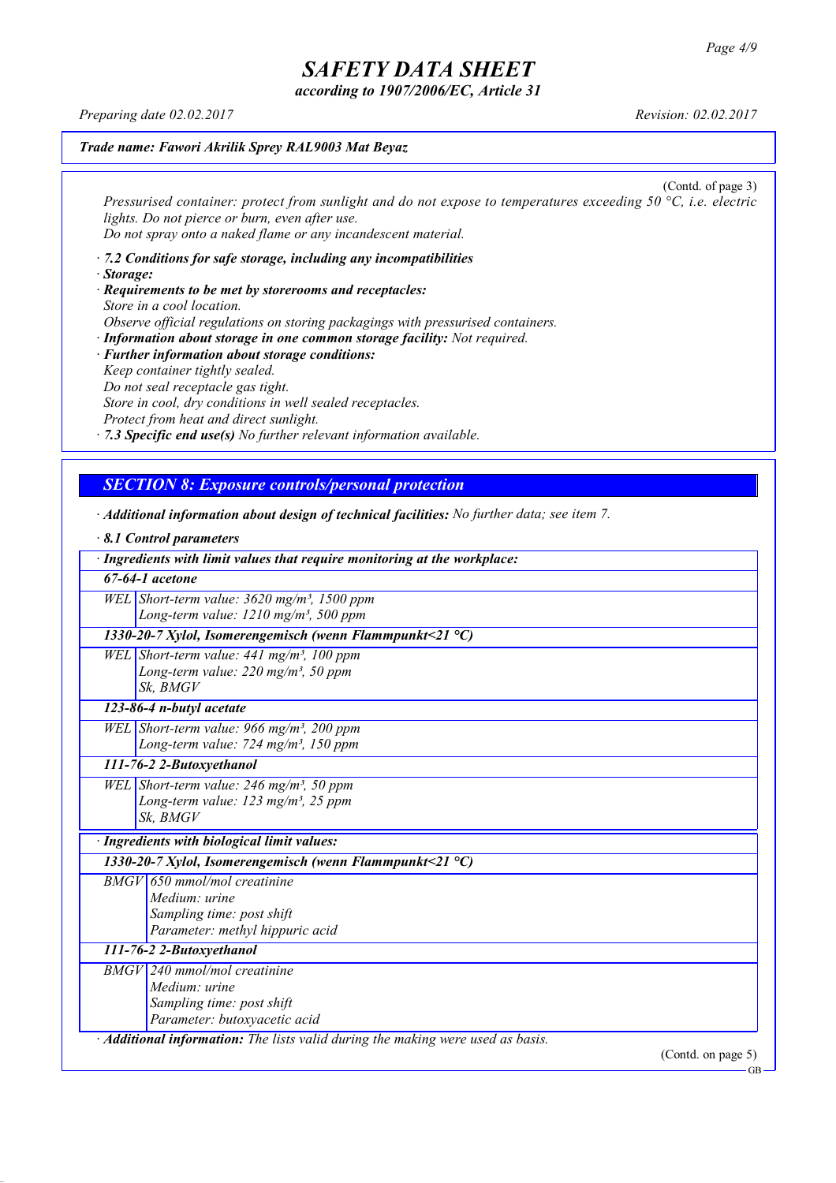(Contd. of page 3)

*Pressurised container: protect from sunlight and do not expose to temperatures exceeding 50 °C, i.e. electric lights. Do not pierce or burn, even after use.*
*Do not spray onto a naked flame or any incandescent material.*

· ***7.2 Conditions for safe storage, including any incompatibilities***
· ***Storage:***
· ***Requirements to be met by storerooms and receptacles:***
*Store in a cool location.*
*Observe official regulations on storing packagings with pressurised containers.*
· ***Information about storage in one common storage facility:*** *Not required.*
· ***Further information about storage conditions:***
*Keep container tightly sealed.*
*Do not seal receptacle gas tight.*
*Store in cool, dry conditions in well sealed receptacles.*
*Protect from heat and direct sunlight.*
· ***7.3 Specific end use(s)*** *No further relevant information available.*

## *SECTION 8: Exposure controls/personal protection*

· ***Additional information about design of technical facilities:*** *No further data; see item 7.*

· ***8.1 Control parameters***

| · Ingredients with limit values that require monitoring at the workplace: | |
|---|---|
| **67-64-1 acetone** | |
| WEL | Short-term value: 3620 mg/m³, 1500 ppm<br>Long-term value: 1210 mg/m³, 500 ppm |
| **1330-20-7 Xylol, Isomerengemisch (wenn Flammpunkt<21 °C)** | |
| WEL | Short-term value: 441 mg/m³, 100 ppm<br>Long-term value: 220 mg/m³, 50 ppm<br>Sk, BMGV |
| **123-86-4 n-butyl acetate** | |
| WEL | Short-term value: 966 mg/m³, 200 ppm<br>Long-term value: 724 mg/m³, 150 ppm |
| **111-76-2 2-Butoxyethanol** | |
| WEL | Short-term value: 246 mg/m³, 50 ppm<br>Long-term value: 123 mg/m³, 25 ppm<br>Sk, BMGV |

| · Ingredients with biological limit values: | |
|---|---|
| **1330-20-7 Xylol, Isomerengemisch (wenn Flammpunkt<21 °C)** | |
| BMGV | 650 mmol/mol creatinine<br>Medium: urine<br>Sampling time: post shift<br>Parameter: methyl hippuric acid |
| **111-76-2 2-Butoxyethanol** | |
| BMGV | 240 mmol/mol creatinine<br>Medium: urine<br>Sampling time: post shift<br>Parameter: butoxyacetic acid |

· ***Additional information:*** *The lists valid during the making were used as basis.*

(Contd. on page 5)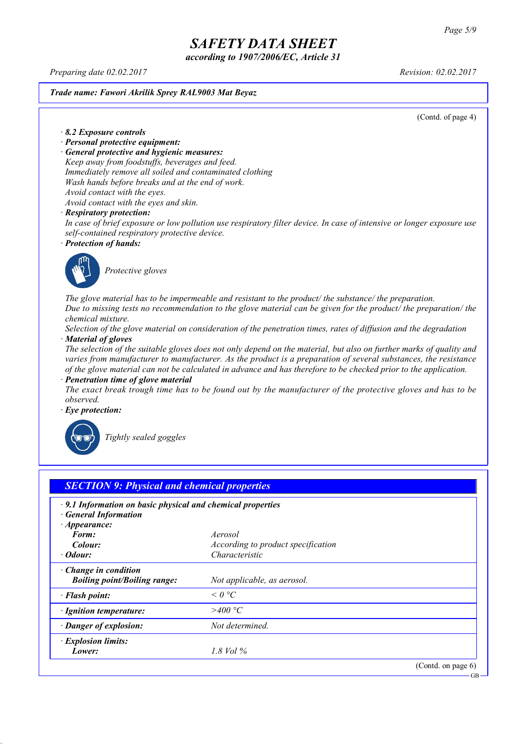Trade name: Fawori Akrilik Sprey RAL9003 Mat Beyaz

(Contd. of page 4)

· **8.2 Exposure controls**

· **Personal protective equipment:**

· **General protective and hygienic measures:**

Keep away from foodstuffs, beverages and feed.
Immediately remove all soiled and contaminated clothing
Wash hands before breaks and at the end of work.
Avoid contact with the eyes.
Avoid contact with the eyes and skin.

· **Respiratory protection:**

In case of brief exposure or low pollution use respiratory filter device. In case of intensive or longer exposure use self-contained respiratory protective device.

· **Protection of hands:**

Protective gloves

The glove material has to be impermeable and resistant to the product/ the substance/ the preparation.
Due to missing tests no recommendation to the glove material can be given for the product/ the preparation/ the chemical mixture.
Selection of the glove material on consideration of the penetration times, rates of diffusion and the degradation

· **Material of gloves**

The selection of the suitable gloves does not only depend on the material, but also on further marks of quality and varies from manufacturer to manufacturer. As the product is a preparation of several substances, the resistance of the glove material can not be calculated in advance and has therefore to be checked prior to the application.

· **Penetration time of glove material**

The exact break trough time has to be found out by the manufacturer of the protective gloves and has to be observed.

· **Eye protection:**

Tightly sealed goggles

## SECTION 9: Physical and chemical properties

| | |
|---|---|
| · **9.1 Information on basic physical and chemical properties** | |
| · **General Information** | |
| · **Appearance:** | |
| **Form:** | Aerosol |
| **Colour:** | According to product specification |
| · **Odour:** | Characteristic |
| · **Change in condition** | |
| **Boiling point/Boiling range:** | Not applicable, as aerosol. |
| · **Flash point:** | < 0 °C |
| · **Ignition temperature:** | >400 °C |
| · **Danger of explosion:** | Not determined. |
| · **Explosion limits:** | |
| **Lower:** | 1.8 Vol % |

(Contd. on page 6)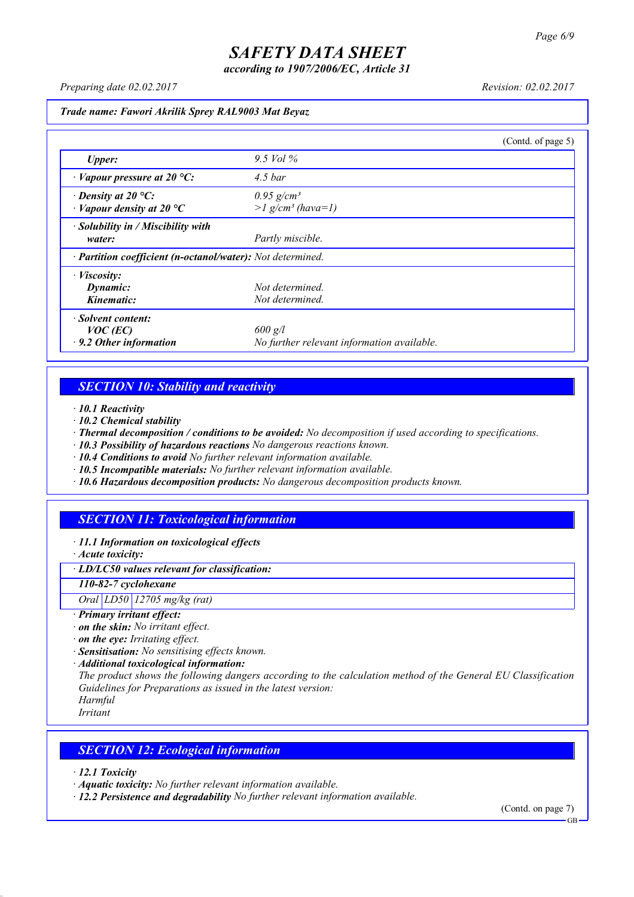# SAFETY DATA SHEET

*according to 1907/2006/EC, Article 31*

Preparing date 02.02.2017 Revision: 02.02.2017

**Trade name: Fawori Akrilik Sprey RAL9003 Mat Beyaz**

(Contd. of page 5)

| | |
|---|---|
| **Upper:** | 9.5 Vol % |
| **· Vapour pressure at 20 °C:** | 4.5 bar |
| **· Density at 20 °C:** | 0.95 g/cm³ |
| **· Vapour density at 20 °C** | >1 g/cm³ (hava=1) |
| **· Solubility in / Miscibility with water:** | Partly miscible. |
| **· Partition coefficient (n-octanol/water):** | Not determined. |
| **· Viscosity:** | |
| **Dynamic:** | Not determined. |
| **Kinematic:** | Not determined. |
| **· Solvent content:** | |
| **VOC (EC)** | 600 g/l |
| **· 9.2 Other information** | No further relevant information available. |

## SECTION 10: Stability and reactivity

- **10.1 Reactivity**
- **10.2 Chemical stability**
- **Thermal decomposition / conditions to be avoided:** No decomposition if used according to specifications.
- **10.3 Possibility of hazardous reactions** No dangerous reactions known.
- **10.4 Conditions to avoid** No further relevant information available.
- **10.5 Incompatible materials:** No further relevant information available.
- **10.6 Hazardous decomposition products:** No dangerous decomposition products known.

## SECTION 11: Toxicological information

- **11.1 Information on toxicological effects**
- **Acute toxicity:**

| **· LD/LC50 values relevant for classification:** | | |
|---|---|---|
| **110-82-7 cyclohexane** | | |
| Oral | LD50 | 12705 mg/kg (rat) |

- **Primary irritant effect:**
- **on the skin:** No irritant effect.
- **on the eye:** Irritating effect.
- **Sensitisation:** No sensitising effects known.
- **Additional toxicological information:**

The product shows the following dangers according to the calculation method of the General EU Classification Guidelines for Preparations as issued in the latest version:
Harmful
Irritant

## SECTION 12: Ecological information

- **12.1 Toxicity**
- **Aquatic toxicity:** No further relevant information available.
- **12.2 Persistence and degradability** No further relevant information available.

(Contd. on page 7)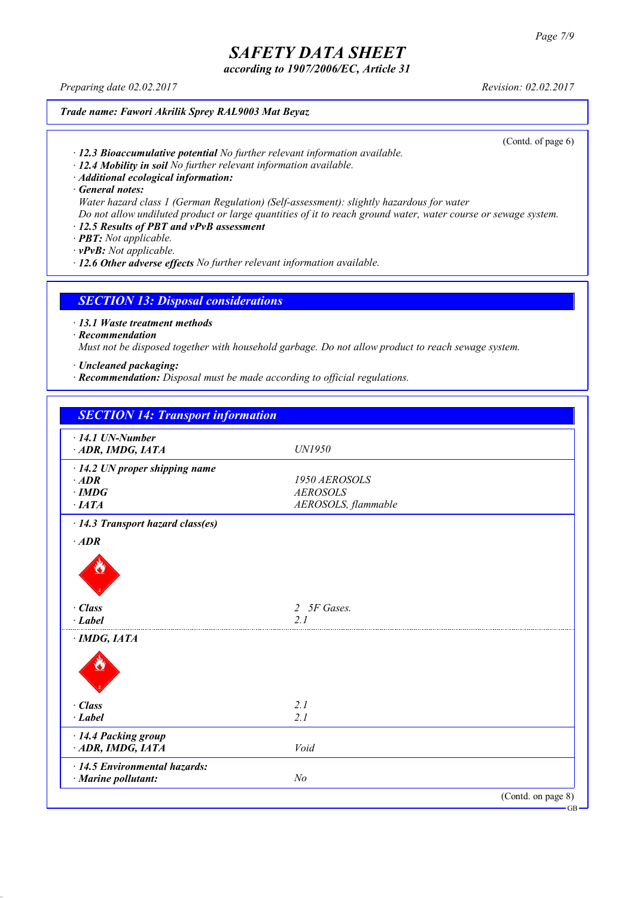# SAFETY DATA SHEET

*according to 1907/2006/EC, Article 31*

Preparing date 02.02.2017 Revision: 02.02.2017

**Trade name: Fawori Akrilik Sprey RAL9003 Mat Beyaz**

(Contd. of page 6)

- **12.3 Bioaccumulative potential** No further relevant information available.
- **12.4 Mobility in soil** No further relevant information available.
- **Additional ecological information:**
- **General notes:**
  Water hazard class 1 (German Regulation) (Self-assessment): slightly hazardous for water
  Do not allow undiluted product or large quantities of it to reach ground water, water course or sewage system.
- **12.5 Results of PBT and vPvB assessment**
- **PBT:** Not applicable.
- **vPvB:** Not applicable.
- **12.6 Other adverse effects** No further relevant information available.

## SECTION 13: Disposal considerations

- **13.1 Waste treatment methods**
- **Recommendation**
  Must not be disposed together with household garbage. Do not allow product to reach sewage system.
- **Uncleaned packaging:**
- **Recommendation:** Disposal must be made according to official regulations.

## SECTION 14: Transport information

| | |
|---|---|
| **· 14.1 UN-Number** | |
| **· ADR, IMDG, IATA** | UN1950 |
| **· 14.2 UN proper shipping name** | |
| **· ADR** | 1950 AEROSOLS |
| **· IMDG** | AEROSOLS |
| **· IATA** | AEROSOLS, flammable |
| **· 14.3 Transport hazard class(es)** | |
| **· ADR** | |
| **· Class** | 2 5F Gases. |
| **· Label** | 2.1 |
| **· IMDG, IATA** | |
| **· Class** | 2.1 |
| **· Label** | 2.1 |
| **· 14.4 Packing group** | |
| **· ADR, IMDG, IATA** | Void |
| **· 14.5 Environmental hazards:** | |
| **· Marine pollutant:** | No |

(Contd. on page 8)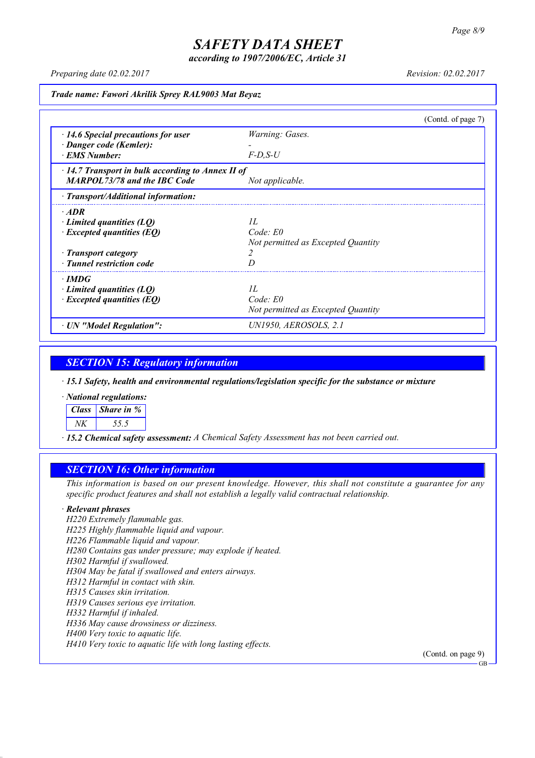Trade name: Fawori Akrilik Sprey RAL9003 Mat Beyaz

(Contd. of page 7)

| | |
|---|---|
| · **14.6 Special precautions for user** | *Warning: Gases.* |
| · **Danger code (Kemler):** | - |
| · **EMS Number:** | *F-D,S-U* |
| · **14.7 Transport in bulk according to Annex II of MARPOL73/78 and the IBC Code** | *Not applicable.* |
| · **Transport/Additional information:** | |
| · **ADR** | |
| · **Limited quantities (LQ)** | *1L* |
| · **Excepted quantities (EQ)** | *Code: E0*<br>*Not permitted as Excepted Quantity* |
| · **Transport category** | *2* |
| · **Tunnel restriction code** | *D* |
| · **IMDG** | |
| · **Limited quantities (LQ)** | *1L* |
| · **Excepted quantities (EQ)** | *Code: E0*<br>*Not permitted as Excepted Quantity* |
| · **UN "Model Regulation":** | *UN1950, AEROSOLS, 2.1* |

## SECTION 15: Regulatory information

· **15.1 Safety, health and environmental regulations/legislation specific for the substance or mixture**

· **National regulations:**

| Class | Share in % |
|---|---|
| NK | 55.5 |

· **15.2 Chemical safety assessment:** *A Chemical Safety Assessment has not been carried out.*

## SECTION 16: Other information

*This information is based on our present knowledge. However, this shall not constitute a guarantee for any specific product features and shall not establish a legally valid contractual relationship.*

· **Relevant phrases**

*H220 Extremely flammable gas.*
*H225 Highly flammable liquid and vapour.*
*H226 Flammable liquid and vapour.*
*H280 Contains gas under pressure; may explode if heated.*
*H302 Harmful if swallowed.*
*H304 May be fatal if swallowed and enters airways.*
*H312 Harmful in contact with skin.*
*H315 Causes skin irritation.*
*H319 Causes serious eye irritation.*
*H332 Harmful if inhaled.*
*H336 May cause drowsiness or dizziness.*
*H400 Very toxic to aquatic life.*
*H410 Very toxic to aquatic life with long lasting effects.*

(Contd. on page 9)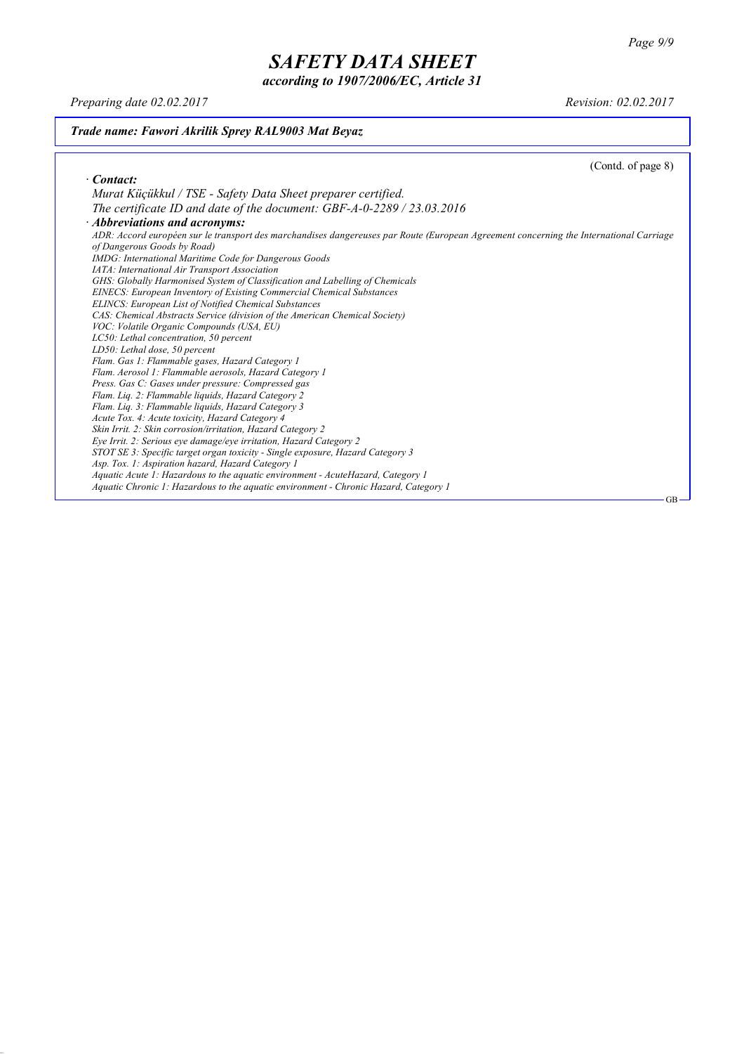# SAFETY DATA SHEET

*according to 1907/2006/EC, Article 31*

*Preparing date 02.02.2017* *Revision: 02.02.2017*

***Trade name: Fawori Akrilik Sprey RAL9003 Mat Beyaz***

(Contd. of page 8)

· ***Contact:***

*Murat Küçükkul / TSE - Safety Data Sheet preparer certified.*

*The certificate ID and date of the document: GBF-A-0-2289 / 23.03.2016*

· ***Abbreviations and acronyms:***

*ADR: Accord européen sur le transport des marchandises dangereuses par Route (European Agreement concerning the International Carriage of Dangerous Goods by Road)*
*IMDG: International Maritime Code for Dangerous Goods*
*IATA: International Air Transport Association*
*GHS: Globally Harmonised System of Classification and Labelling of Chemicals*
*EINECS: European Inventory of Existing Commercial Chemical Substances*
*ELINCS: European List of Notified Chemical Substances*
*CAS: Chemical Abstracts Service (division of the American Chemical Society)*
*VOC: Volatile Organic Compounds (USA, EU)*
*LC50: Lethal concentration, 50 percent*
*LD50: Lethal dose, 50 percent*
*Flam. Gas 1: Flammable gases, Hazard Category 1*
*Flam. Aerosol 1: Flammable aerosols, Hazard Category 1*
*Press. Gas C: Gases under pressure: Compressed gas*
*Flam. Liq. 2: Flammable liquids, Hazard Category 2*
*Flam. Liq. 3: Flammable liquids, Hazard Category 3*
*Acute Tox. 4: Acute toxicity, Hazard Category 4*
*Skin Irrit. 2: Skin corrosion/irritation, Hazard Category 2*
*Eye Irrit. 2: Serious eye damage/eye irritation, Hazard Category 2*
*STOT SE 3: Specific target organ toxicity - Single exposure, Hazard Category 3*
*Asp. Tox. 1: Aspiration hazard, Hazard Category 1*
*Aquatic Acute 1: Hazardous to the aquatic environment - AcuteHazard, Category 1*
*Aquatic Chronic 1: Hazardous to the aquatic environment - Chronic Hazard, Category 1*

GB